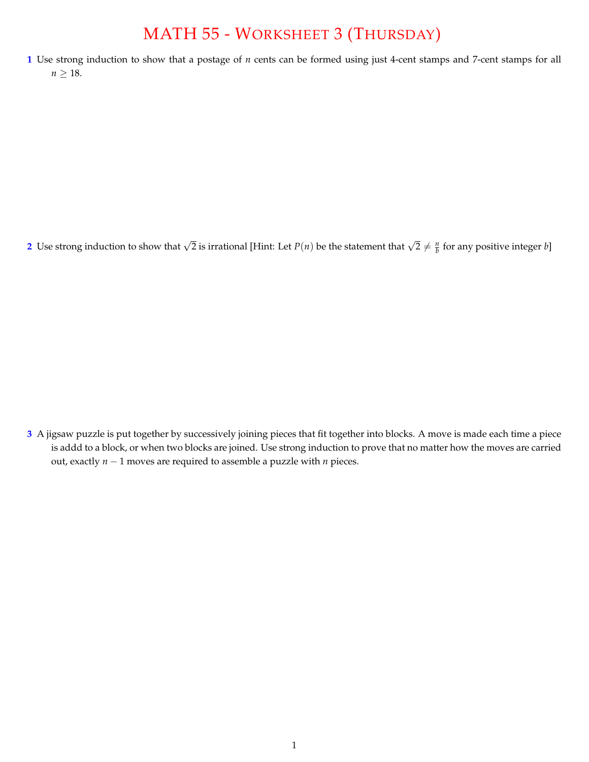# MATH 55 - Worksheet 3 (Thursday)

**1** Use strong induction to show that a postage of $n$ cents can be formed using just 4-cent stamps and 7-cent stamps for all $n \geq 18$.

**2** Use strong induction to show that $\sqrt{2}$ is irrational [Hint: Let $P(n)$ be the statement that $\sqrt{2} \neq \frac{n}{b}$ for any positive integer $b$]

**3** A jigsaw puzzle is put together by successively joining pieces that fit together into blocks. A move is made each time a piece is addd to a block, or when two blocks are joined. Use strong induction to prove that no matter how the moves are carried out, exactly $n - 1$ moves are required to assemble a puzzle with $n$ pieces.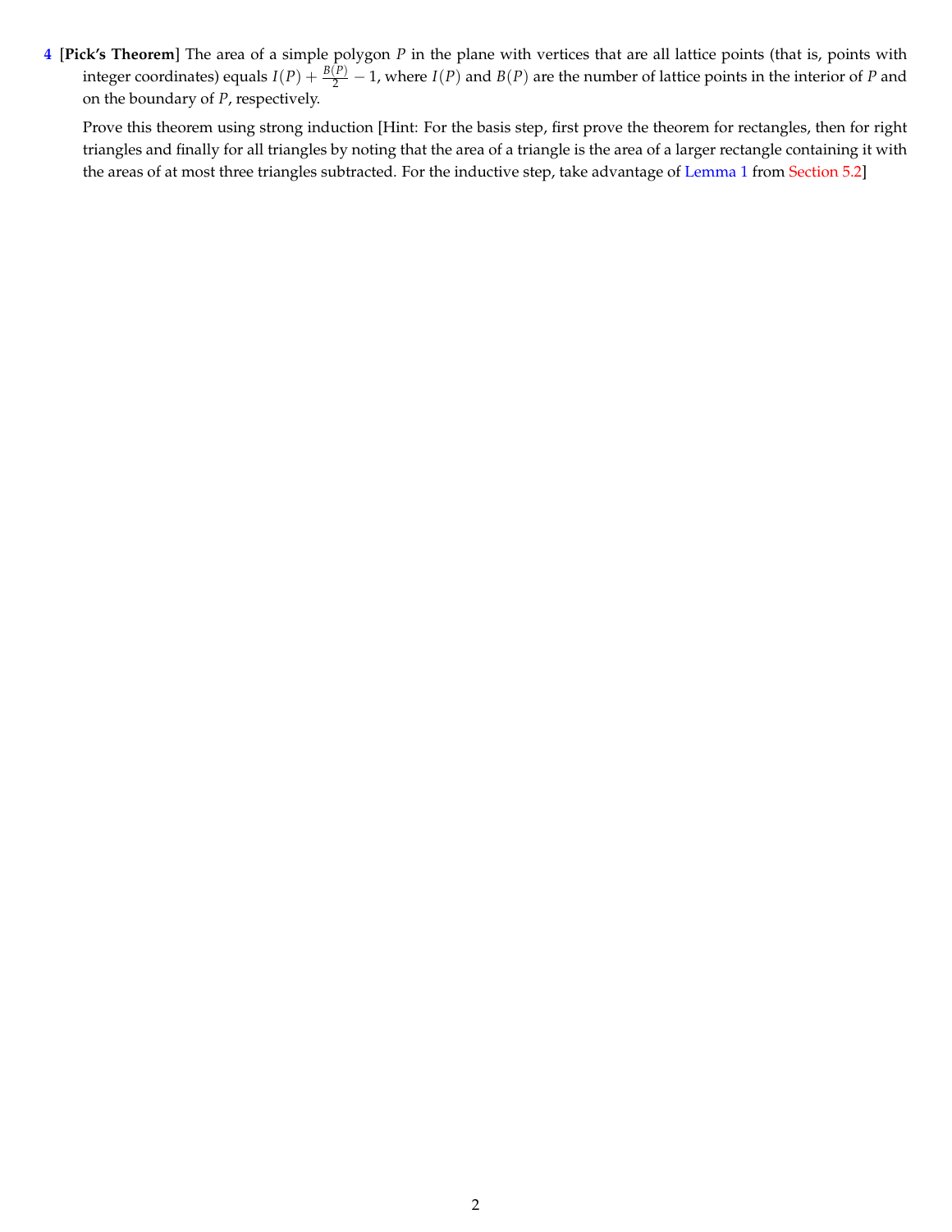**4** **[Pick's Theorem]** The area of a simple polygon $P$ in the plane with vertices that are all lattice points (that is, points with integer coordinates) equals $I(P) + \frac{B(P)}{2} - 1$, where $I(P)$ and $B(P)$ are the number of lattice points in the interior of $P$ and on the boundary of $P$, respectively.

Prove this theorem using strong induction [Hint: For the basis step, first prove the theorem for rectangles, then for right triangles and finally for all triangles by noting that the area of a triangle is the area of a larger rectangle containing it with the areas of at most three triangles subtracted. For the inductive step, take advantage of Lemma 1 from Section 5.2]